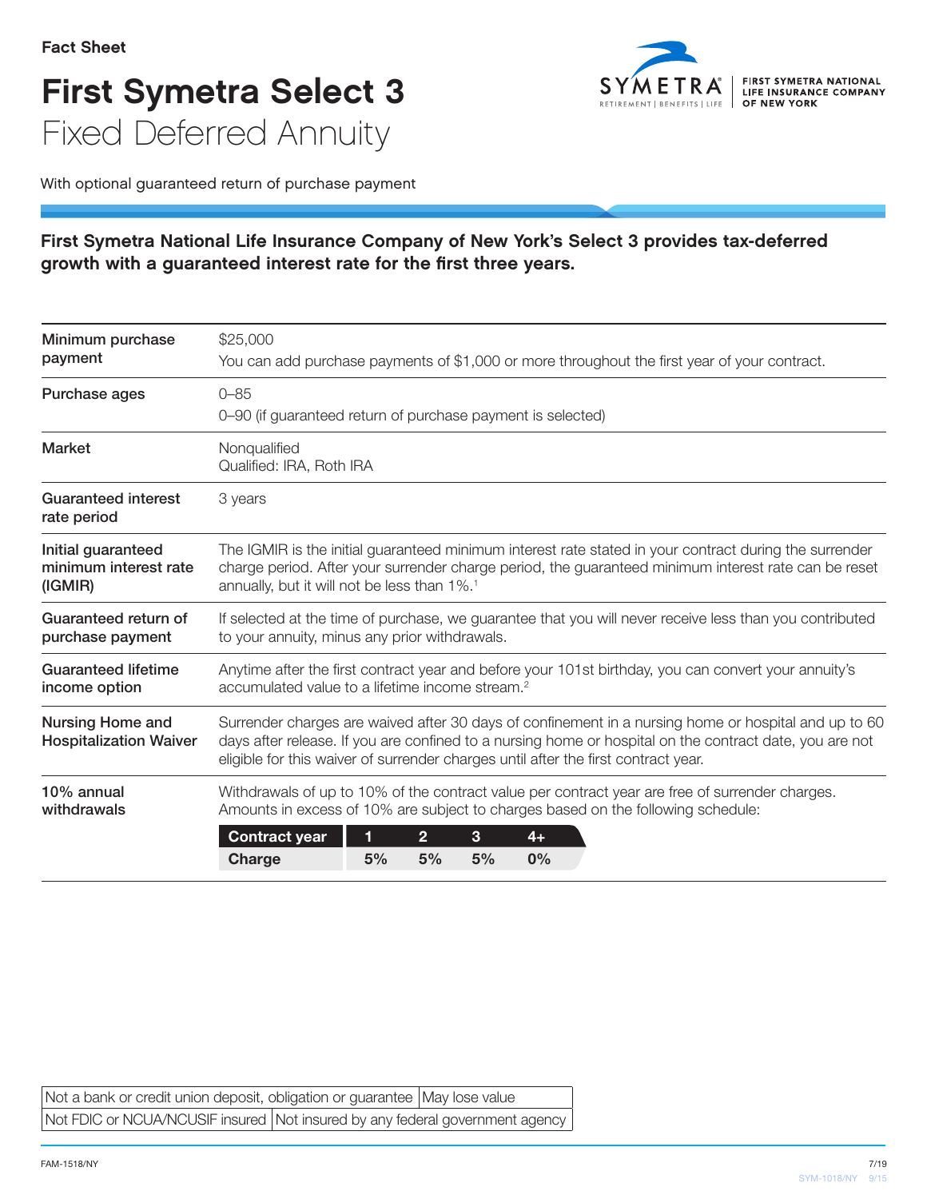Fact Sheet

# First Symetra Select 3
## Fixed Deferred Annuity

FIRST SYMETRA NATIONAL LIFE INSURANCE COMPANY OF NEW YORK

With optional guaranteed return of purchase payment

**First Symetra National Life Insurance Company of New York's Select 3 provides tax-deferred growth with a guaranteed interest rate for the first three years.**

| | |
|---|---|
| **Minimum purchase payment** | $25,000<br>You can add purchase payments of $1,000 or more throughout the first year of your contract. |
| **Purchase ages** | 0–85<br>0–90 (if guaranteed return of purchase payment is selected) |
| **Market** | Nonqualified<br>Qualified: IRA, Roth IRA |
| **Guaranteed interest rate period** | 3 years |
| **Initial guaranteed minimum interest rate (IGMIR)** | The IGMIR is the initial guaranteed minimum interest rate stated in your contract during the surrender charge period. After your surrender charge period, the guaranteed minimum interest rate can be reset annually, but it will not be less than 1%.[1] |
| **Guaranteed return of purchase payment** | If selected at the time of purchase, we guarantee that you will never receive less than you contributed to your annuity, minus any prior withdrawals. |
| **Guaranteed lifetime income option** | Anytime after the first contract year and before your 101st birthday, you can convert your annuity's accumulated value to a lifetime income stream.[2] |
| **Nursing Home and Hospitalization Waiver** | Surrender charges are waived after 30 days of confinement in a nursing home or hospital and up to 60 days after release. If you are confined to a nursing home or hospital on the contract date, you are not eligible for this waiver of surrender charges until after the first contract year. |
| **10% annual withdrawals** | Withdrawals of up to 10% of the contract value per contract year are free of surrender charges. Amounts in excess of 10% are subject to charges based on the following schedule: |

| Contract year | 1 | 2 | 3 | 4+ |
|---|---|---|---|---|
| Charge | 5% | 5% | 5% | 0% |

| | |
|---|---|
| Not a bank or credit union deposit, obligation or guarantee | May lose value |
| Not FDIC or NCUA/NCUSIF insured | Not insured by any federal government agency |

FAM-1518/NY 7/19

SYM-1018/NY 9/15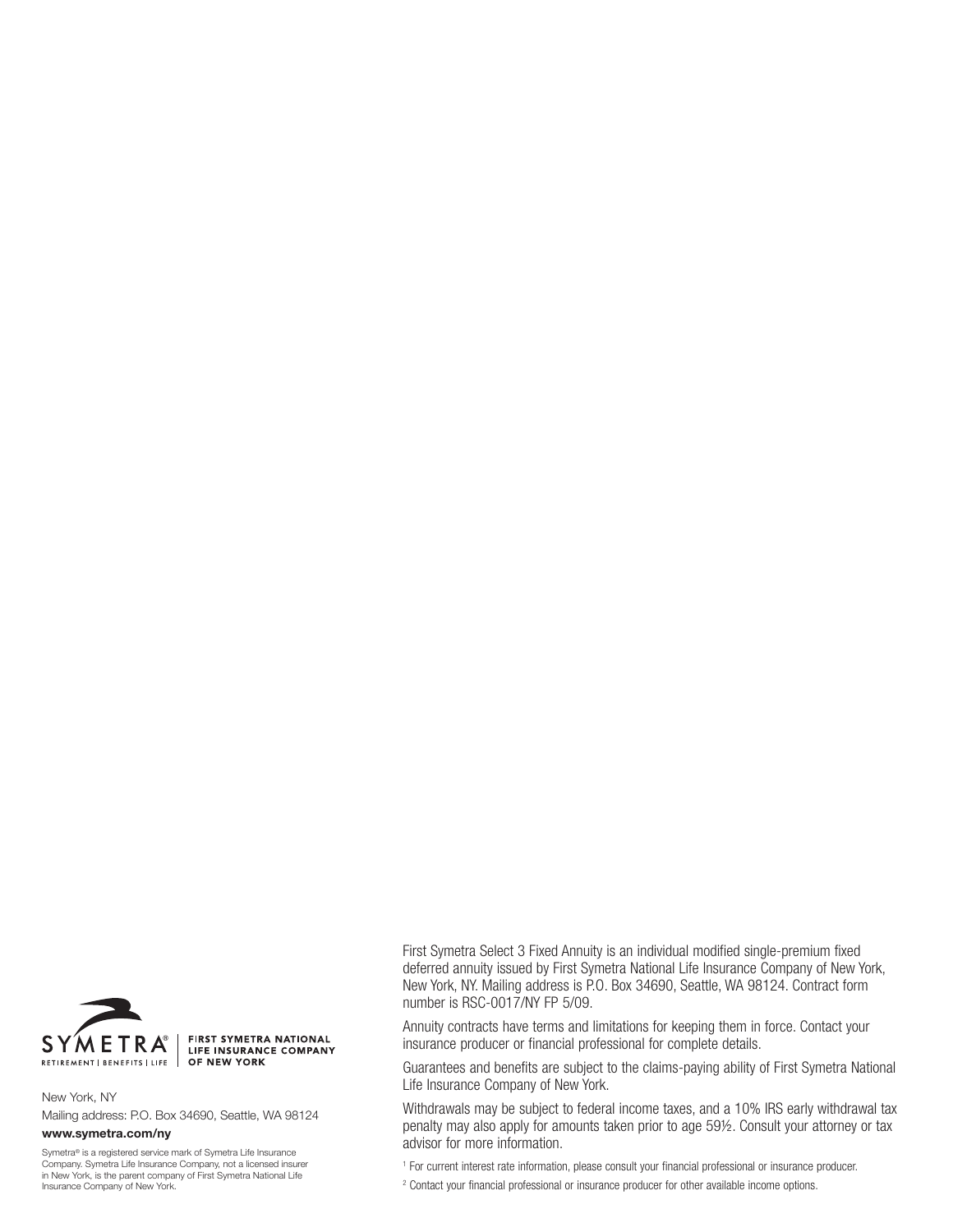SYMETRA®
RETIREMENT | BENEFITS | LIFE

FIRST SYMETRA NATIONAL LIFE INSURANCE COMPANY OF NEW YORK

New York, NY

Mailing address: P.O. Box 34690, Seattle, WA 98124

**www.symetra.com/ny**

Symetra® is a registered service mark of Symetra Life Insurance Company. Symetra Life Insurance Company, not a licensed insurer in New York, is the parent company of First Symetra National Life Insurance Company of New York.

First Symetra Select 3 Fixed Annuity is an individual modified single-premium fixed deferred annuity issued by First Symetra National Life Insurance Company of New York, New York, NY. Mailing address is P.O. Box 34690, Seattle, WA 98124. Contract form number is RSC-0017/NY FP 5/09.

Annuity contracts have terms and limitations for keeping them in force. Contact your insurance producer or financial professional for complete details.

Guarantees and benefits are subject to the claims-paying ability of First Symetra National Life Insurance Company of New York.

Withdrawals may be subject to federal income taxes, and a 10% IRS early withdrawal tax penalty may also apply for amounts taken prior to age 59½. Consult your attorney or tax advisor for more information.

[1] For current interest rate information, please consult your financial professional or insurance producer.

[2] Contact your financial professional or insurance producer for other available income options.